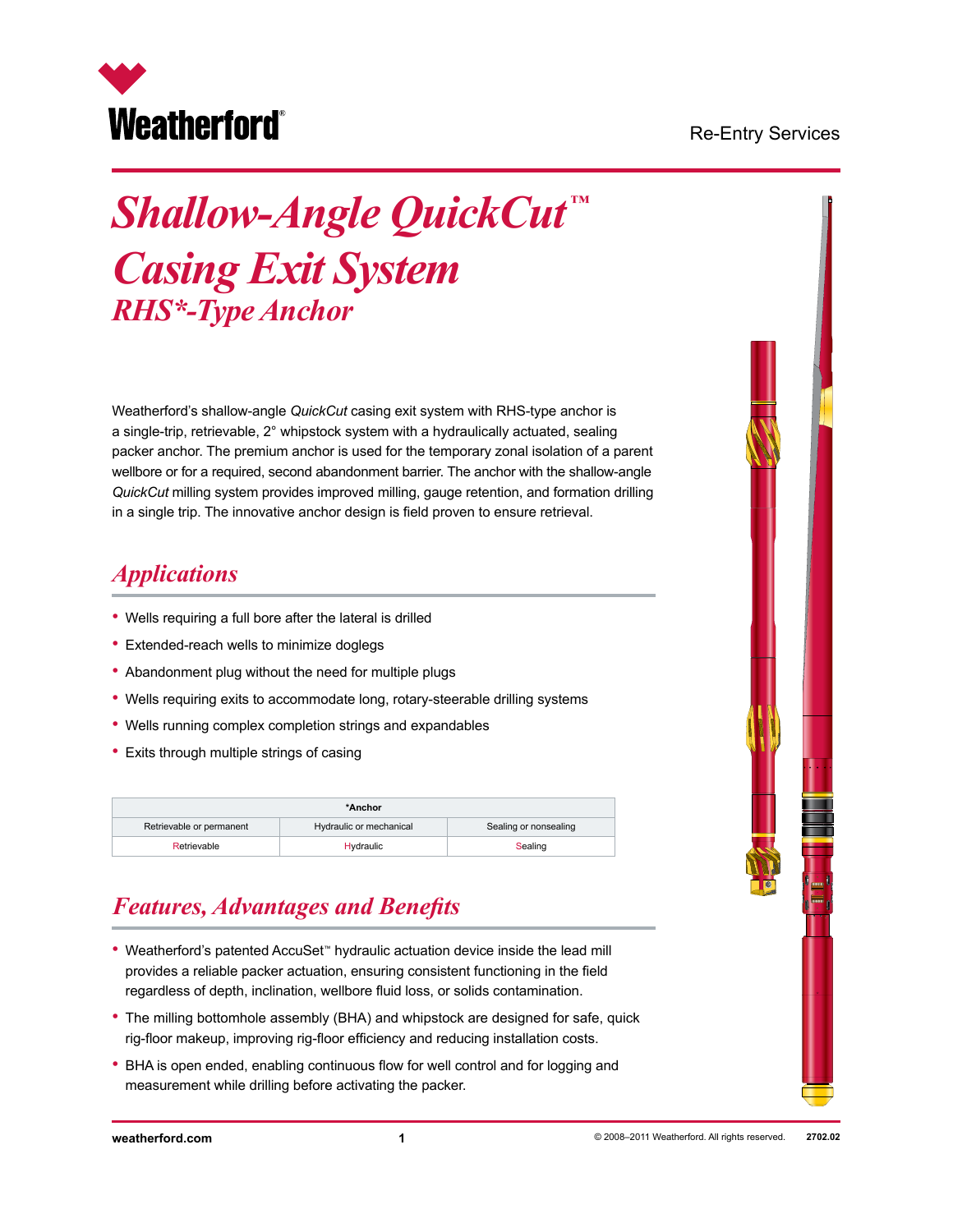Re-Entry Services

# *Shallow-Angle QuickCut™ Casing Exit System*

## *RHS*-Type Anchor*

Weatherford's shallow-angle *QuickCut* casing exit system with RHS-type anchor is a single-trip, retrievable, 2° whipstock system with a hydraulically actuated, sealing packer anchor. The premium anchor is used for the temporary zonal isolation of a parent wellbore or for a required, second abandonment barrier. The anchor with the shallow-angle *QuickCut* milling system provides improved milling, gauge retention, and formation drilling in a single trip. The innovative anchor design is field proven to ensure retrieval.

## *Applications*

- Wells requiring a full bore after the lateral is drilled
- Extended-reach wells to minimize doglegs
- Abandonment plug without the need for multiple plugs
- Wells requiring exits to accommodate long, rotary-steerable drilling systems
- Wells running complex completion strings and expandables
- Exits through multiple strings of casing

| *Anchor | | |
|---|---|---|
| Retrievable or permanent | Hydraulic or mechanical | Sealing or nonsealing |
| Retrievable | Hydraulic | Sealing |

## *Features, Advantages and Benefits*

- Weatherford's patented AccuSet™ hydraulic actuation device inside the lead mill provides a reliable packer actuation, ensuring consistent functioning in the field regardless of depth, inclination, wellbore fluid loss, or solids contamination.
- The milling bottomhole assembly (BHA) and whipstock are designed for safe, quick rig-floor makeup, improving rig-floor efficiency and reducing installation costs.
- BHA is open ended, enabling continuous flow for well control and for logging and measurement while drilling before activating the packer.

weatherford.com © 2008–2011 Weatherford. All rights reserved. 2702.02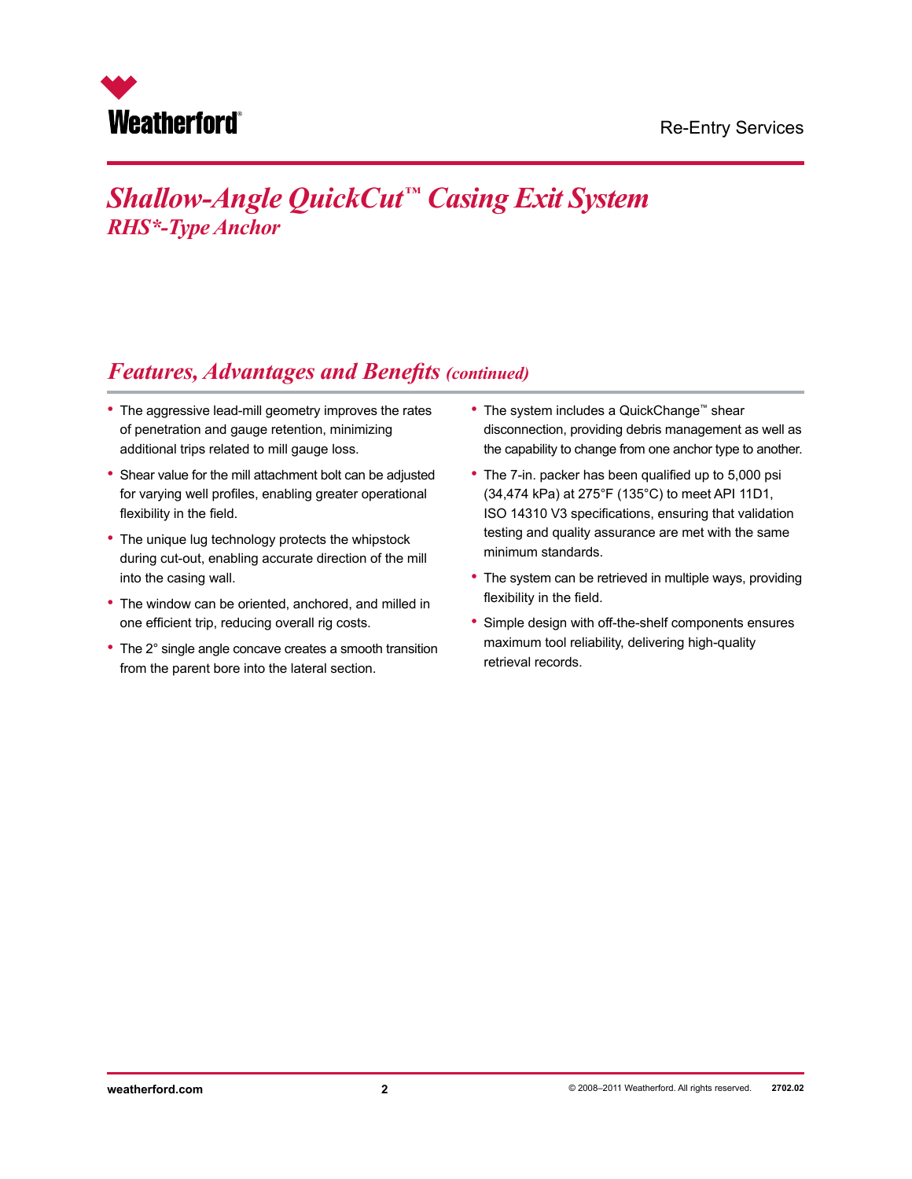# *Shallow-Angle QuickCut™ Casing Exit System*

## *RHS*-Type Anchor*

## *Features, Advantages and Benefits (continued)*

- The aggressive lead-mill geometry improves the rates of penetration and gauge retention, minimizing additional trips related to mill gauge loss.
- Shear value for the mill attachment bolt can be adjusted for varying well profiles, enabling greater operational flexibility in the field.
- The unique lug technology protects the whipstock during cut-out, enabling accurate direction of the mill into the casing wall.
- The window can be oriented, anchored, and milled in one efficient trip, reducing overall rig costs.
- The 2° single angle concave creates a smooth transition from the parent bore into the lateral section.
- The system includes a QuickChange™ shear disconnection, providing debris management as well as the capability to change from one anchor type to another.
- The 7-in. packer has been qualified up to 5,000 psi (34,474 kPa) at 275°F (135°C) to meet API 11D1, ISO 14310 V3 specifications, ensuring that validation testing and quality assurance are met with the same minimum standards.
- The system can be retrieved in multiple ways, providing flexibility in the field.
- Simple design with off-the-shelf components ensures maximum tool reliability, delivering high-quality retrieval records.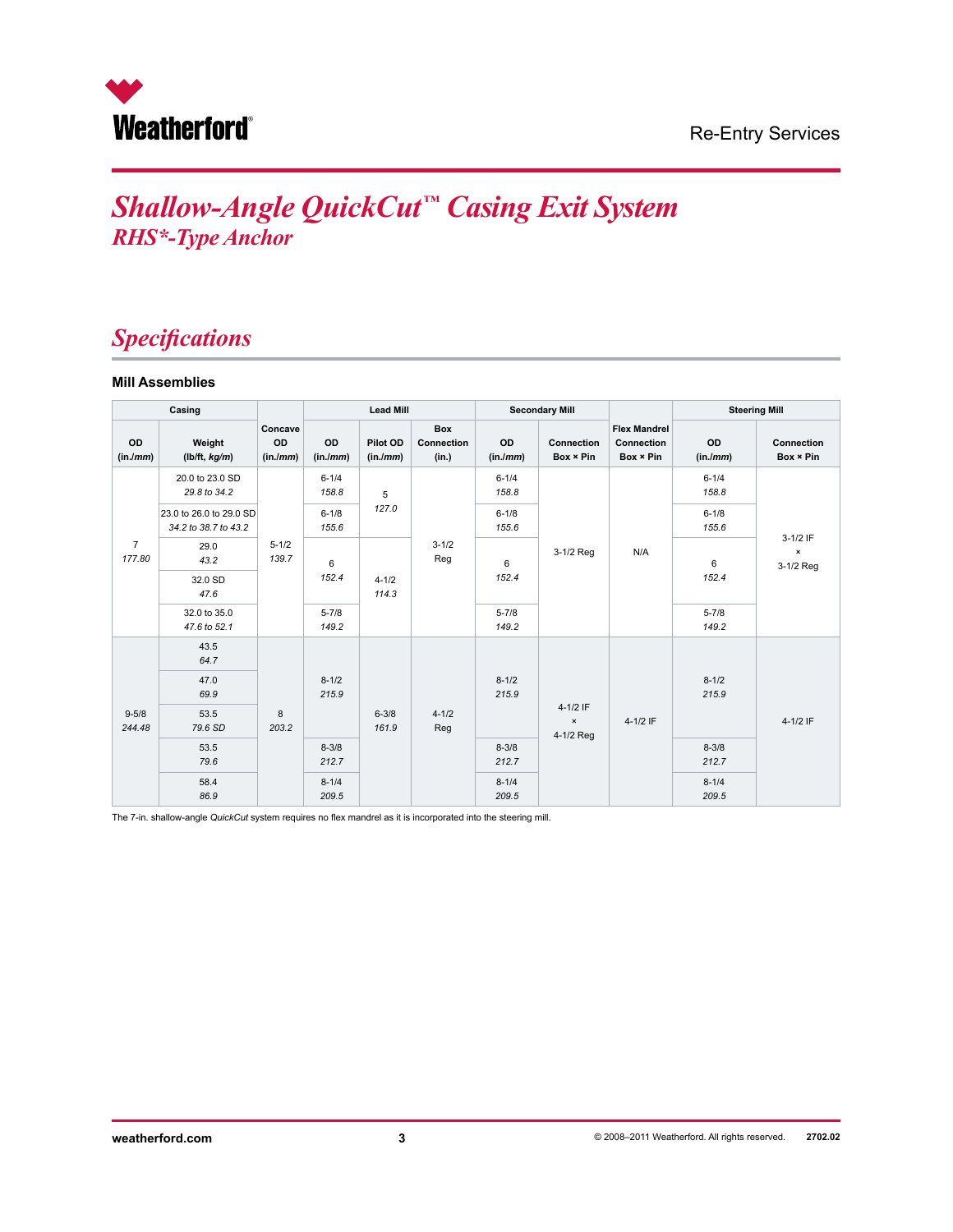# *Shallow-Angle QuickCut™ Casing Exit System*

## *RHS*-Type Anchor*

## *Specifications*

### Mill Assemblies

| Casing | | Concave | Lead Mill | | | Secondary Mill | | Flex Mandrel | Steering Mill | |
|---|---|---|---|---|---|---|---|---|---|---|
| OD (in./*mm*) | Weight (lb/ft, *kg/m*) | OD (in./*mm*) | OD (in./*mm*) | Pilot OD (in./*mm*) | Box Connection (in.) | OD (in./*mm*) | Connection Box × Pin | Connection Box × Pin | OD (in./*mm*) | Connection Box × Pin |
| 7 *177.80* | 20.0 to 23.0 SD *29.8 to 34.2* | 5-1/2 *139.7* | 6-1/4 *158.8* | 5 *127.0* | 3-1/2 Reg | 6-1/4 *158.8* | 3-1/2 Reg | N/A | 6-1/4 *158.8* | 3-1/2 IF × 3-1/2 Reg |
| | 23.0 to 26.0 to 29.0 SD *34.2 to 38.7 to 43.2* | | 6-1/8 *155.6* | | | 6-1/8 *155.6* | | | 6-1/8 *155.6* | |
| | 29.0 *43.2* | | 6 *152.4* | 4-1/2 *114.3* | | 6 *152.4* | | | 6 *152.4* | |
| | 32.0 SD *47.6* | | | | | | | | | |
| | 32.0 to 35.0 *47.6 to 52.1* | | 5-7/8 *149.2* | | | 5-7/8 *149.2* | | | 5-7/8 *149.2* | |
| 9-5/8 *244.48* | 43.5 *64.7* | 8 *203.2* | 8-1/2 *215.9* | 6-3/8 *161.9* | 4-1/2 Reg | 8-1/2 *215.9* | 4-1/2 IF × 4-1/2 Reg | 4-1/2 IF | 8-1/2 *215.9* | 4-1/2 IF |
| | 47.0 *69.9* | | | | | | | | | |
| | 53.5 *79.6 SD* | | | | | | | | | |
| | 53.5 *79.6* | | 8-3/8 *212.7* | | | 8-3/8 *212.7* | | | 8-3/8 *212.7* | |
| | 58.4 *86.9* | | 8-1/4 *209.5* | | | 8-1/4 *209.5* | | | 8-1/4 *209.5* | |

The 7-in. shallow-angle *QuickCut* system requires no flex mandrel as it is incorporated into the steering mill.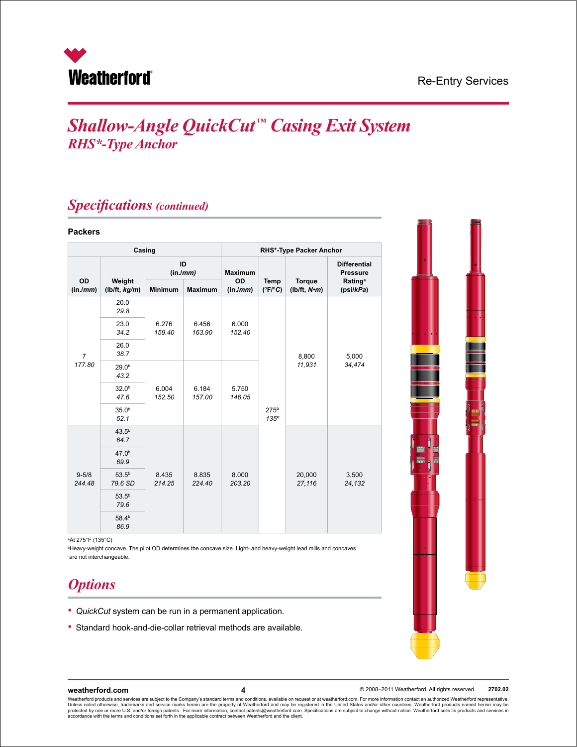Re-Entry Services

# *Shallow-Angle QuickCut™ Casing Exit System*

## *RHS*-Type Anchor*

## *Specifications (continued)*

**Packers**

| Casing | | | | RHS*-Type Packer Anchor | | | |
|---|---|---|---|---|---|---|---|
| OD (in./*mm*) | Weight (lb/ft, *kg/m*) | ID (in./*mm*) Minimum | ID (in./*mm*) Maximum | Maximum OD (in./*mm*) | Temp (°F/°C) | Torque (lb/ft, *N•m*) | Differential Pressure Rating[a] (psi/*kPa*) |
| 7 *177.80* | 20.0 *29.8* | 6.276 *159.40* | 6.456 *163.90* | 6.000 *152.40* | 275° *135°* | 8,800 *11,931* | 5,000 *34,474* |
| | 23.0 *34.2* | | | | | | |
| | 26.0 *38.7* | | | | | | |
| | 29.0[b] *43.2* | 6.004 *152.50* | 6.184 *157.00* | 5.750 *146.05* | | | |
| | 32.0[b] *47.6* | | | | | | |
| | 35.0[b] *52.1* | | | | | | |
| 9-5/8 *244.48* | 43.5[b] *64.7* | 8.435 *214.25* | 8.835 *224.40* | 8.000 *203.20* | | 20,000 *27,116* | 3,500 *24,132* |
| | 47.0[b] *69.9* | | | | | | |
| | 53.5[b] *79.6 SD* | | | | | | |
| | 53.5[b] *79.6* | | | | | | |
| | 58.4[b] *86.9* | | | | | | |

[a]At 275°F (135°C)

[b]Heavy-weight concave. The pilot OD determines the concave size. Light- and heavy-weight lead mills and concaves are not interchangeable.

## *Options*

- *QuickCut* system can be run in a permanent application.
- Standard hook-and-die-collar retrieval methods are available.

weatherford.com © 2008–2011 Weatherford. All rights reserved. 2702.02

Weatherford products and services are subject to the Company's standard terms and conditions, available on request or at weatherford.com. For more information contact an authorized Weatherford representative. Unless noted otherwise, trademarks and service marks herein are the property of Weatherford and may be registered in the United States and/or other countries. Weatherford products named herein may be protected by one or more U.S. and/or foreign patents. For more information, contact patents@weatherford.com. Specifications are subject to change without notice. Weatherford sells its products and services in accordance with the terms and conditions set forth in the applicable contract between Weatherford and the client.